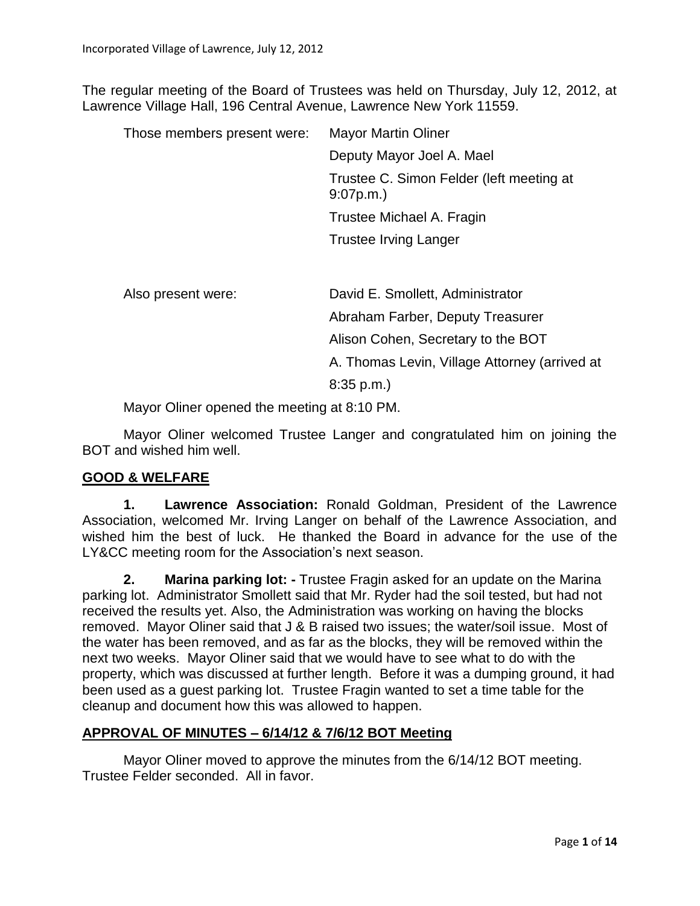The regular meeting of the Board of Trustees was held on Thursday, July 12, 2012, at Lawrence Village Hall, 196 Central Avenue, Lawrence New York 11559.

| Those members present were: | Mayor Martin Oliner |
|---|---|
| | Deputy Mayor Joel A. Mael |
| | Trustee C. Simon Felder (left meeting at 9:07p.m.) |
| | Trustee Michael A. Fragin |
| | Trustee Irving Langer |

| Also present were: | David E. Smollett, Administrator |
|---|---|
| | Abraham Farber, Deputy Treasurer |
| | Alison Cohen, Secretary to the BOT |
| | A. Thomas Levin, Village Attorney (arrived at 8:35 p.m.) |

Mayor Oliner opened the meeting at 8:10 PM.

Mayor Oliner welcomed Trustee Langer and congratulated him on joining the BOT and wished him well.

## GOOD & WELFARE

**1. Lawrence Association:** Ronald Goldman, President of the Lawrence Association, welcomed Mr. Irving Langer on behalf of the Lawrence Association, and wished him the best of luck. He thanked the Board in advance for the use of the LY&CC meeting room for the Association's next season.

**2. Marina parking lot: -** Trustee Fragin asked for an update on the Marina parking lot. Administrator Smollett said that Mr. Ryder had the soil tested, but had not received the results yet. Also, the Administration was working on having the blocks removed. Mayor Oliner said that J & B raised two issues; the water/soil issue. Most of the water has been removed, and as far as the blocks, they will be removed within the next two weeks. Mayor Oliner said that we would have to see what to do with the property, which was discussed at further length. Before it was a dumping ground, it had been used as a guest parking lot. Trustee Fragin wanted to set a time table for the cleanup and document how this was allowed to happen.

## APPROVAL OF MINUTES – 6/14/12 & 7/6/12 BOT Meeting

Mayor Oliner moved to approve the minutes from the 6/14/12 BOT meeting. Trustee Felder seconded. All in favor.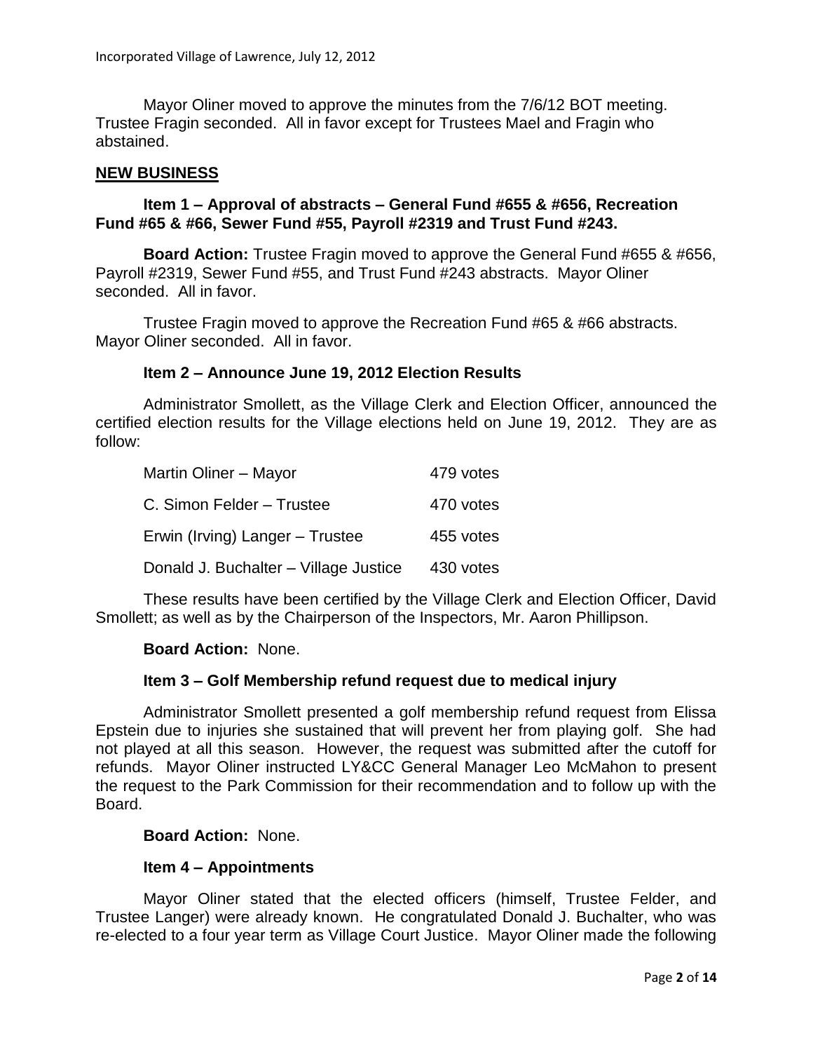Mayor Oliner moved to approve the minutes from the 7/6/12 BOT meeting. Trustee Fragin seconded. All in favor except for Trustees Mael and Fragin who abstained.

## NEW BUSINESS

**Item 1 – Approval of abstracts – General Fund #655 & #656, Recreation Fund #65 & #66, Sewer Fund #55, Payroll #2319 and Trust Fund #243.**

**Board Action:** Trustee Fragin moved to approve the General Fund #655 & #656, Payroll #2319, Sewer Fund #55, and Trust Fund #243 abstracts. Mayor Oliner seconded. All in favor.

Trustee Fragin moved to approve the Recreation Fund #65 & #66 abstracts. Mayor Oliner seconded. All in favor.

**Item 2 – Announce June 19, 2012 Election Results**

Administrator Smollett, as the Village Clerk and Election Officer, announced the certified election results for the Village elections held on June 19, 2012. They are as follow:

| | |
|---|---|
| Martin Oliner – Mayor | 479 votes |
| C. Simon Felder – Trustee | 470 votes |
| Erwin (Irving) Langer – Trustee | 455 votes |
| Donald J. Buchalter – Village Justice | 430 votes |

These results have been certified by the Village Clerk and Election Officer, David Smollett; as well as by the Chairperson of the Inspectors, Mr. Aaron Phillipson.

**Board Action:** None.

**Item 3 – Golf Membership refund request due to medical injury**

Administrator Smollett presented a golf membership refund request from Elissa Epstein due to injuries she sustained that will prevent her from playing golf. She had not played at all this season. However, the request was submitted after the cutoff for refunds. Mayor Oliner instructed LY&CC General Manager Leo McMahon to present the request to the Park Commission for their recommendation and to follow up with the Board.

**Board Action:** None.

**Item 4 – Appointments**

Mayor Oliner stated that the elected officers (himself, Trustee Felder, and Trustee Langer) were already known. He congratulated Donald J. Buchalter, who was re-elected to a four year term as Village Court Justice. Mayor Oliner made the following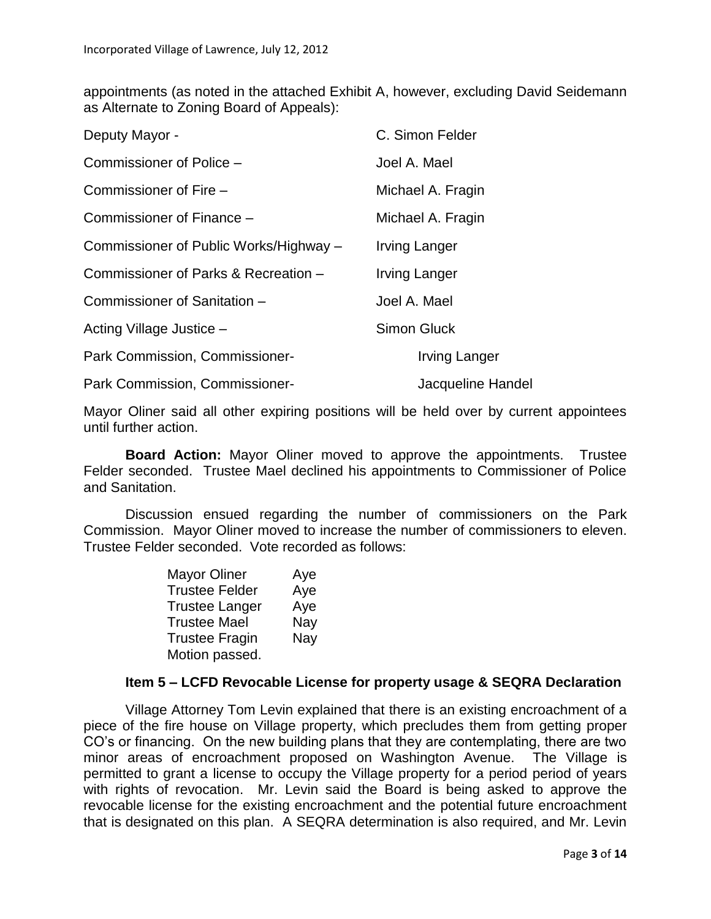appointments (as noted in the attached Exhibit A, however, excluding David Seidemann as Alternate to Zoning Board of Appeals):

| | |
|---|---|
| Deputy Mayor - | C. Simon Felder |
| Commissioner of Police – | Joel A. Mael |
| Commissioner of Fire – | Michael A. Fragin |
| Commissioner of Finance – | Michael A. Fragin |
| Commissioner of Public Works/Highway – | Irving Langer |
| Commissioner of Parks & Recreation – | Irving Langer |
| Commissioner of Sanitation – | Joel A. Mael |
| Acting Village Justice – | Simon Gluck |
| Park Commission, Commissioner- | Irving Langer |
| Park Commission, Commissioner- | Jacqueline Handel |

Mayor Oliner said all other expiring positions will be held over by current appointees until further action.

**Board Action:** Mayor Oliner moved to approve the appointments. Trustee Felder seconded. Trustee Mael declined his appointments to Commissioner of Police and Sanitation.

Discussion ensued regarding the number of commissioners on the Park Commission. Mayor Oliner moved to increase the number of commissioners to eleven. Trustee Felder seconded. Vote recorded as follows:

| | |
|---|---|
| Mayor Oliner | Aye |
| Trustee Felder | Aye |
| Trustee Langer | Aye |
| Trustee Mael | Nay |
| Trustee Fragin | Nay |

Motion passed.

**Item 5 – LCFD Revocable License for property usage & SEQRA Declaration**

Village Attorney Tom Levin explained that there is an existing encroachment of a piece of the fire house on Village property, which precludes them from getting proper CO's or financing. On the new building plans that they are contemplating, there are two minor areas of encroachment proposed on Washington Avenue. The Village is permitted to grant a license to occupy the Village property for a period period of years with rights of revocation. Mr. Levin said the Board is being asked to approve the revocable license for the existing encroachment and the potential future encroachment that is designated on this plan. A SEQRA determination is also required, and Mr. Levin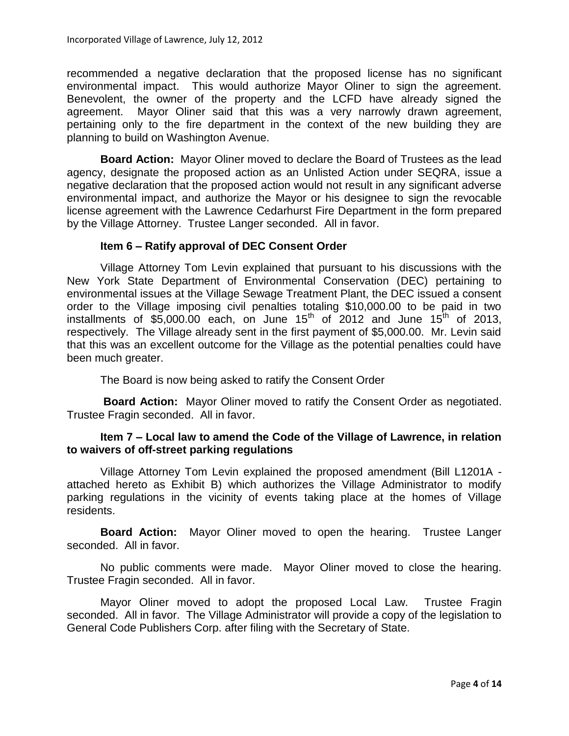recommended a negative declaration that the proposed license has no significant environmental impact. This would authorize Mayor Oliner to sign the agreement. Benevolent, the owner of the property and the LCFD have already signed the agreement. Mayor Oliner said that this was a very narrowly drawn agreement, pertaining only to the fire department in the context of the new building they are planning to build on Washington Avenue.

**Board Action:** Mayor Oliner moved to declare the Board of Trustees as the lead agency, designate the proposed action as an Unlisted Action under SEQRA, issue a negative declaration that the proposed action would not result in any significant adverse environmental impact, and authorize the Mayor or his designee to sign the revocable license agreement with the Lawrence Cedarhurst Fire Department in the form prepared by the Village Attorney. Trustee Langer seconded. All in favor.

**Item 6 – Ratify approval of DEC Consent Order**

Village Attorney Tom Levin explained that pursuant to his discussions with the New York State Department of Environmental Conservation (DEC) pertaining to environmental issues at the Village Sewage Treatment Plant, the DEC issued a consent order to the Village imposing civil penalties totaling $10,000.00 to be paid in two installments of $5,000.00 each, on June 15th of 2012 and June 15th of 2013, respectively. The Village already sent in the first payment of $5,000.00. Mr. Levin said that this was an excellent outcome for the Village as the potential penalties could have been much greater.

The Board is now being asked to ratify the Consent Order

**Board Action:** Mayor Oliner moved to ratify the Consent Order as negotiated. Trustee Fragin seconded. All in favor.

**Item 7 – Local law to amend the Code of the Village of Lawrence, in relation to waivers of off-street parking regulations**

Village Attorney Tom Levin explained the proposed amendment (Bill L1201A - attached hereto as Exhibit B) which authorizes the Village Administrator to modify parking regulations in the vicinity of events taking place at the homes of Village residents.

**Board Action:** Mayor Oliner moved to open the hearing. Trustee Langer seconded. All in favor.

No public comments were made. Mayor Oliner moved to close the hearing. Trustee Fragin seconded. All in favor.

Mayor Oliner moved to adopt the proposed Local Law. Trustee Fragin seconded. All in favor. The Village Administrator will provide a copy of the legislation to General Code Publishers Corp. after filing with the Secretary of State.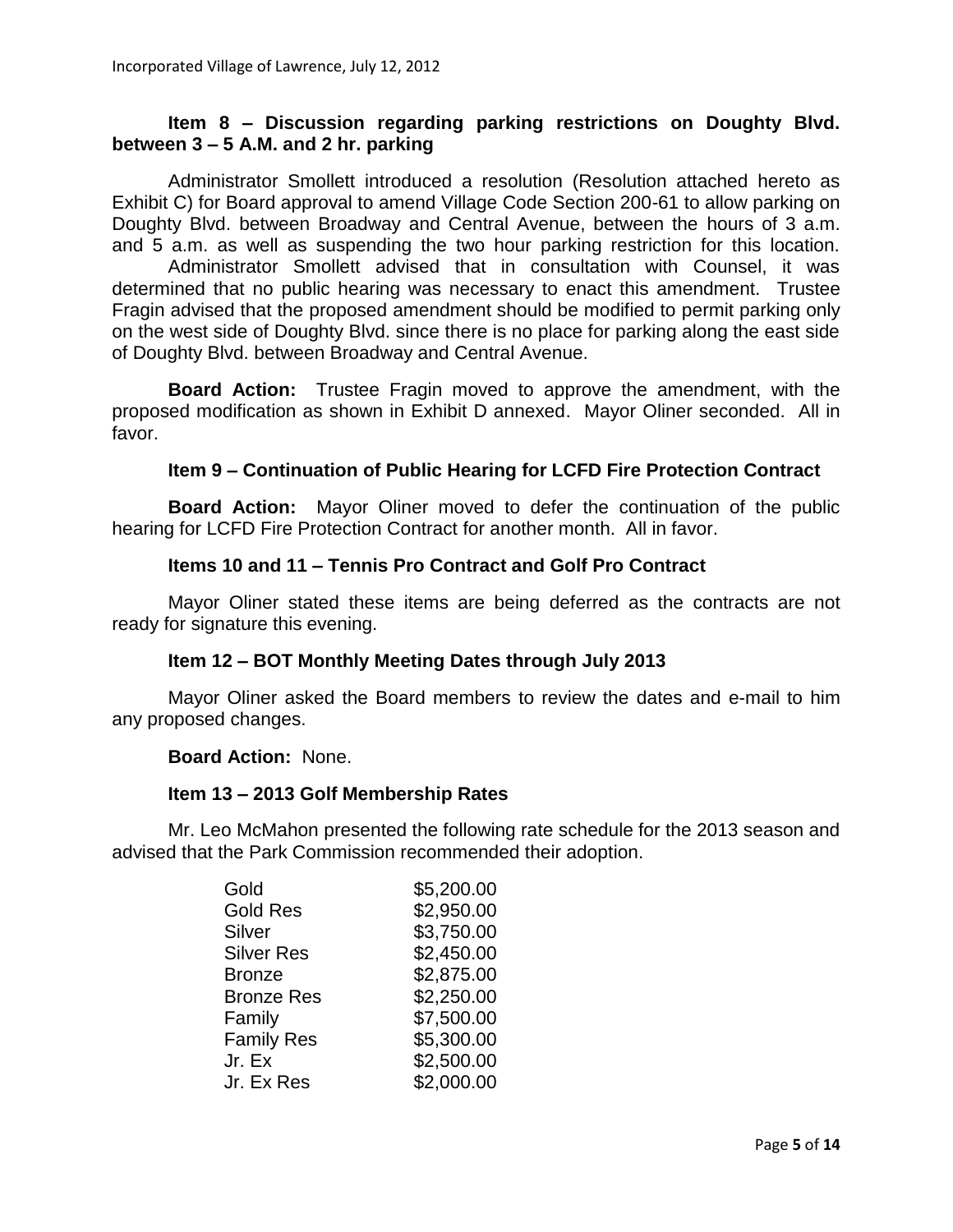### Item 8 – Discussion regarding parking restrictions on Doughty Blvd. between 3 – 5 A.M. and 2 hr. parking

Administrator Smollett introduced a resolution (Resolution attached hereto as Exhibit C) for Board approval to amend Village Code Section 200-61 to allow parking on Doughty Blvd. between Broadway and Central Avenue, between the hours of 3 a.m. and 5 a.m. as well as suspending the two hour parking restriction for this location.

Administrator Smollett advised that in consultation with Counsel, it was determined that no public hearing was necessary to enact this amendment. Trustee Fragin advised that the proposed amendment should be modified to permit parking only on the west side of Doughty Blvd. since there is no place for parking along the east side of Doughty Blvd. between Broadway and Central Avenue.

**Board Action:** Trustee Fragin moved to approve the amendment, with the proposed modification as shown in Exhibit D annexed. Mayor Oliner seconded. All in favor.

### Item 9 – Continuation of Public Hearing for LCFD Fire Protection Contract

**Board Action:** Mayor Oliner moved to defer the continuation of the public hearing for LCFD Fire Protection Contract for another month. All in favor.

### Items 10 and 11 – Tennis Pro Contract and Golf Pro Contract

Mayor Oliner stated these items are being deferred as the contracts are not ready for signature this evening.

### Item 12 – BOT Monthly Meeting Dates through July 2013

Mayor Oliner asked the Board members to review the dates and e-mail to him any proposed changes.

**Board Action:** None.

### Item 13 – 2013 Golf Membership Rates

Mr. Leo McMahon presented the following rate schedule for the 2013 season and advised that the Park Commission recommended their adoption.

| | |
|---|---|
| Gold | $5,200.00 |
| Gold Res | $2,950.00 |
| Silver | $3,750.00 |
| Silver Res | $2,450.00 |
| Bronze | $2,875.00 |
| Bronze Res | $2,250.00 |
| Family | $7,500.00 |
| Family Res | $5,300.00 |
| Jr. Ex | $2,500.00 |
| Jr. Ex Res | $2,000.00 |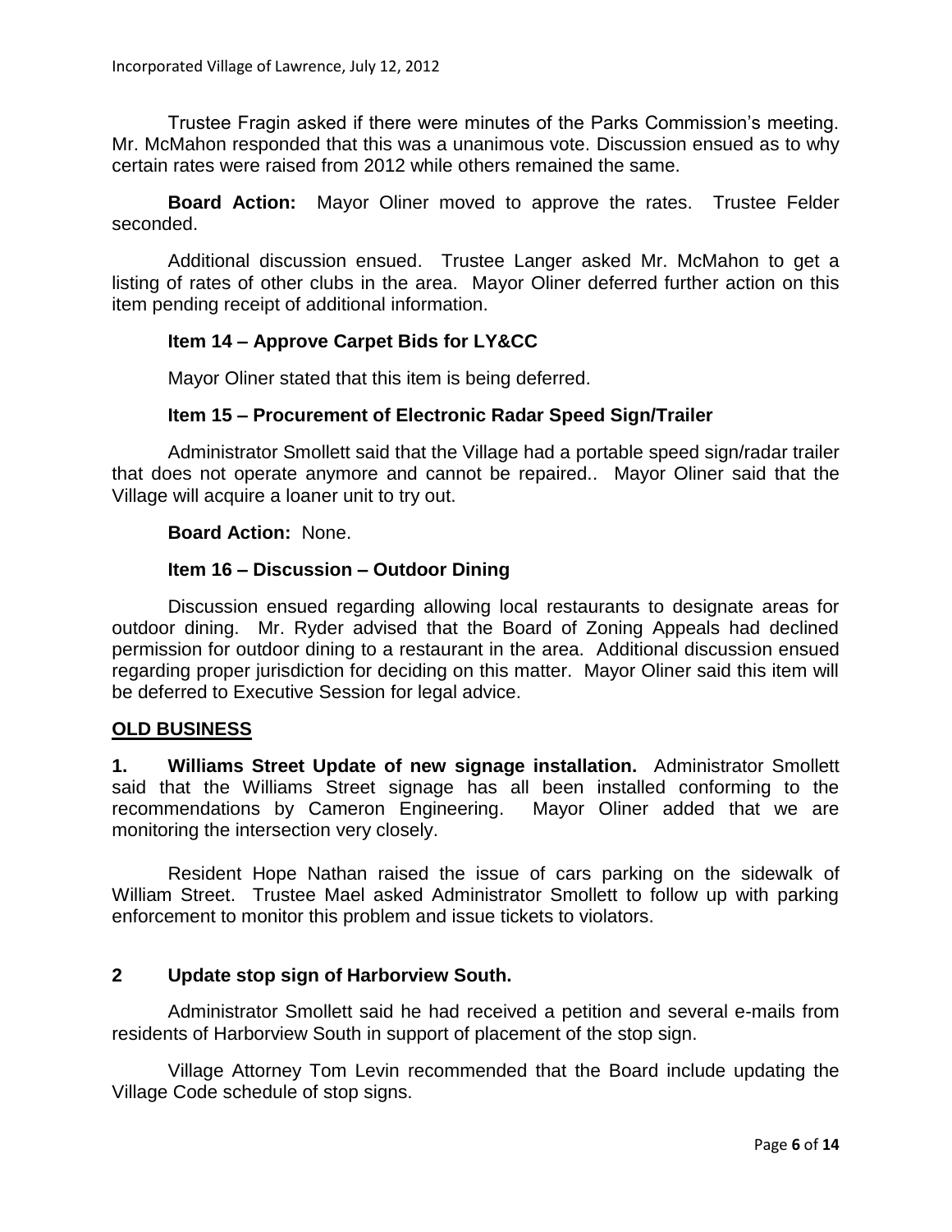Trustee Fragin asked if there were minutes of the Parks Commission's meeting. Mr. McMahon responded that this was a unanimous vote. Discussion ensued as to why certain rates were raised from 2012 while others remained the same.

**Board Action:** Mayor Oliner moved to approve the rates. Trustee Felder seconded.

Additional discussion ensued. Trustee Langer asked Mr. McMahon to get a listing of rates of other clubs in the area. Mayor Oliner deferred further action on this item pending receipt of additional information.

**Item 14 – Approve Carpet Bids for LY&CC**

Mayor Oliner stated that this item is being deferred.

**Item 15 – Procurement of Electronic Radar Speed Sign/Trailer**

Administrator Smollett said that the Village had a portable speed sign/radar trailer that does not operate anymore and cannot be repaired.. Mayor Oliner said that the Village will acquire a loaner unit to try out.

**Board Action:** None.

**Item 16 – Discussion – Outdoor Dining**

Discussion ensued regarding allowing local restaurants to designate areas for outdoor dining. Mr. Ryder advised that the Board of Zoning Appeals had declined permission for outdoor dining to a restaurant in the area. Additional discussion ensued regarding proper jurisdiction for deciding on this matter. Mayor Oliner said this item will be deferred to Executive Session for legal advice.

**OLD BUSINESS**

**1. Williams Street Update of new signage installation.** Administrator Smollett said that the Williams Street signage has all been installed conforming to the recommendations by Cameron Engineering. Mayor Oliner added that we are monitoring the intersection very closely.

Resident Hope Nathan raised the issue of cars parking on the sidewalk of William Street. Trustee Mael asked Administrator Smollett to follow up with parking enforcement to monitor this problem and issue tickets to violators.

**2 Update stop sign of Harborview South.**

Administrator Smollett said he had received a petition and several e-mails from residents of Harborview South in support of placement of the stop sign.

Village Attorney Tom Levin recommended that the Board include updating the Village Code schedule of stop signs.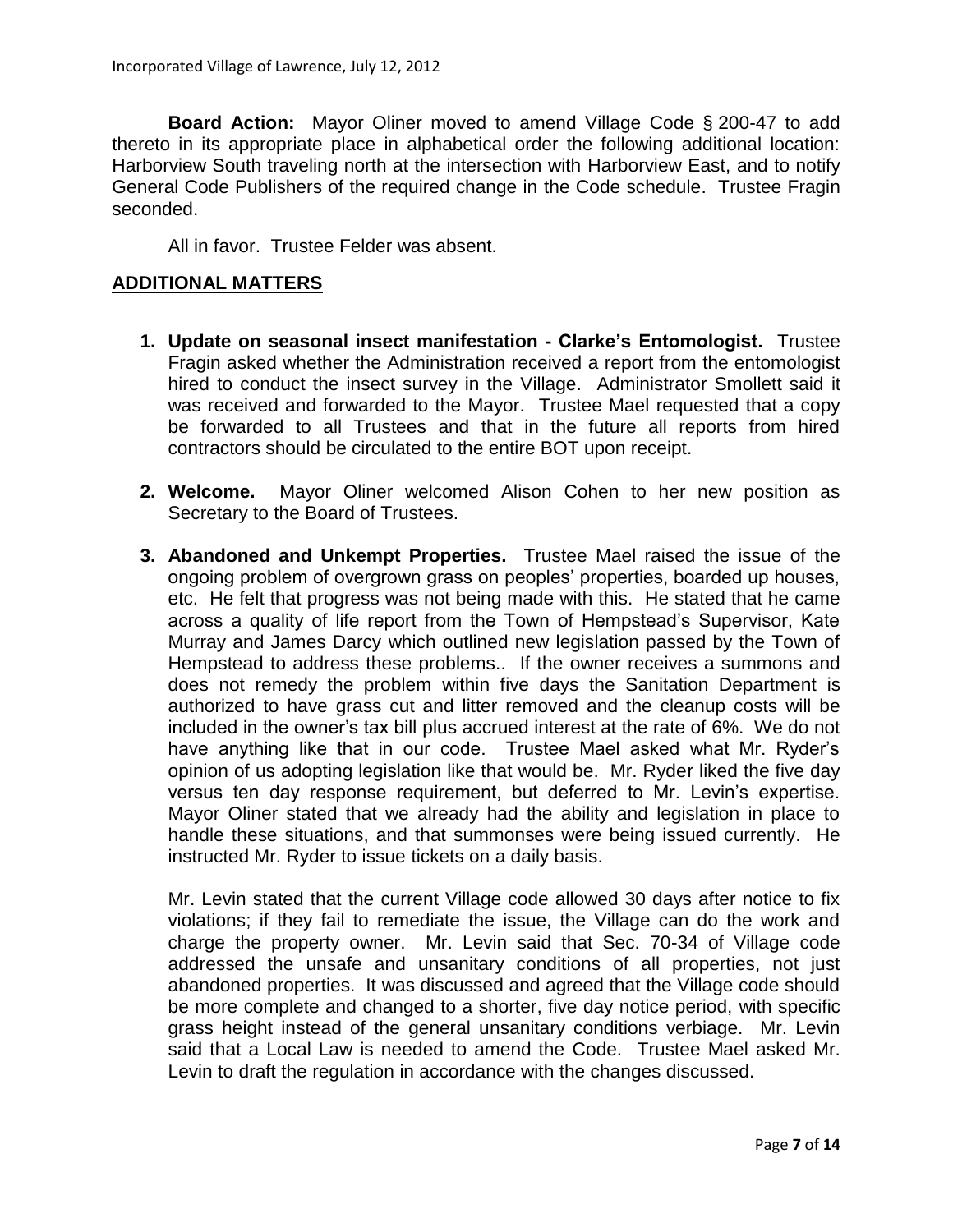**Board Action:** Mayor Oliner moved to amend Village Code § 200-47 to add thereto in its appropriate place in alphabetical order the following additional location: Harborview South traveling north at the intersection with Harborview East, and to notify General Code Publishers of the required change in the Code schedule. Trustee Fragin seconded.

All in favor. Trustee Felder was absent.

## ADDITIONAL MATTERS

1. **Update on seasonal insect manifestation - Clarke's Entomologist.** Trustee Fragin asked whether the Administration received a report from the entomologist hired to conduct the insect survey in the Village. Administrator Smollett said it was received and forwarded to the Mayor. Trustee Mael requested that a copy be forwarded to all Trustees and that in the future all reports from hired contractors should be circulated to the entire BOT upon receipt.

2. **Welcome.** Mayor Oliner welcomed Alison Cohen to her new position as Secretary to the Board of Trustees.

3. **Abandoned and Unkempt Properties.** Trustee Mael raised the issue of the ongoing problem of overgrown grass on peoples' properties, boarded up houses, etc. He felt that progress was not being made with this. He stated that he came across a quality of life report from the Town of Hempstead's Supervisor, Kate Murray and James Darcy which outlined new legislation passed by the Town of Hempstead to address these problems.. If the owner receives a summons and does not remedy the problem within five days the Sanitation Department is authorized to have grass cut and litter removed and the cleanup costs will be included in the owner's tax bill plus accrued interest at the rate of 6%. We do not have anything like that in our code. Trustee Mael asked what Mr. Ryder's opinion of us adopting legislation like that would be. Mr. Ryder liked the five day versus ten day response requirement, but deferred to Mr. Levin's expertise. Mayor Oliner stated that we already had the ability and legislation in place to handle these situations, and that summonses were being issued currently. He instructed Mr. Ryder to issue tickets on a daily basis.

   Mr. Levin stated that the current Village code allowed 30 days after notice to fix violations; if they fail to remediate the issue, the Village can do the work and charge the property owner. Mr. Levin said that Sec. 70-34 of Village code addressed the unsafe and unsanitary conditions of all properties, not just abandoned properties. It was discussed and agreed that the Village code should be more complete and changed to a shorter, five day notice period, with specific grass height instead of the general unsanitary conditions verbiage. Mr. Levin said that a Local Law is needed to amend the Code. Trustee Mael asked Mr. Levin to draft the regulation in accordance with the changes discussed.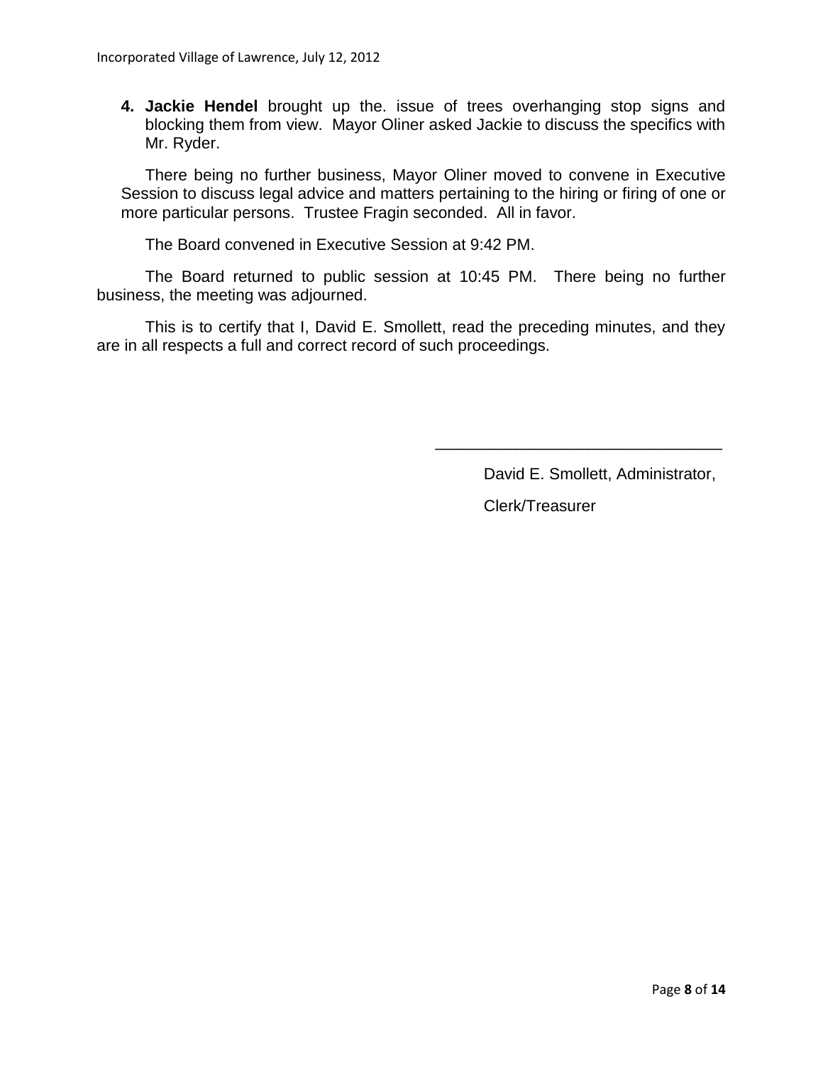4. **Jackie Hendel** brought up the. issue of trees overhanging stop signs and blocking them from view. Mayor Oliner asked Jackie to discuss the specifics with Mr. Ryder.

There being no further business, Mayor Oliner moved to convene in Executive Session to discuss legal advice and matters pertaining to the hiring or firing of one or more particular persons. Trustee Fragin seconded. All in favor.

The Board convened in Executive Session at 9:42 PM.

The Board returned to public session at 10:45 PM. There being no further business, the meeting was adjourned.

This is to certify that I, David E. Smollett, read the preceding minutes, and they are in all respects a full and correct record of such proceedings.

\_\_\_\_\_\_\_\_\_\_\_\_\_\_\_\_\_\_\_\_\_\_\_\_\_\_\_\_\_\_\_\_

David E. Smollett, Administrator,

Clerk/Treasurer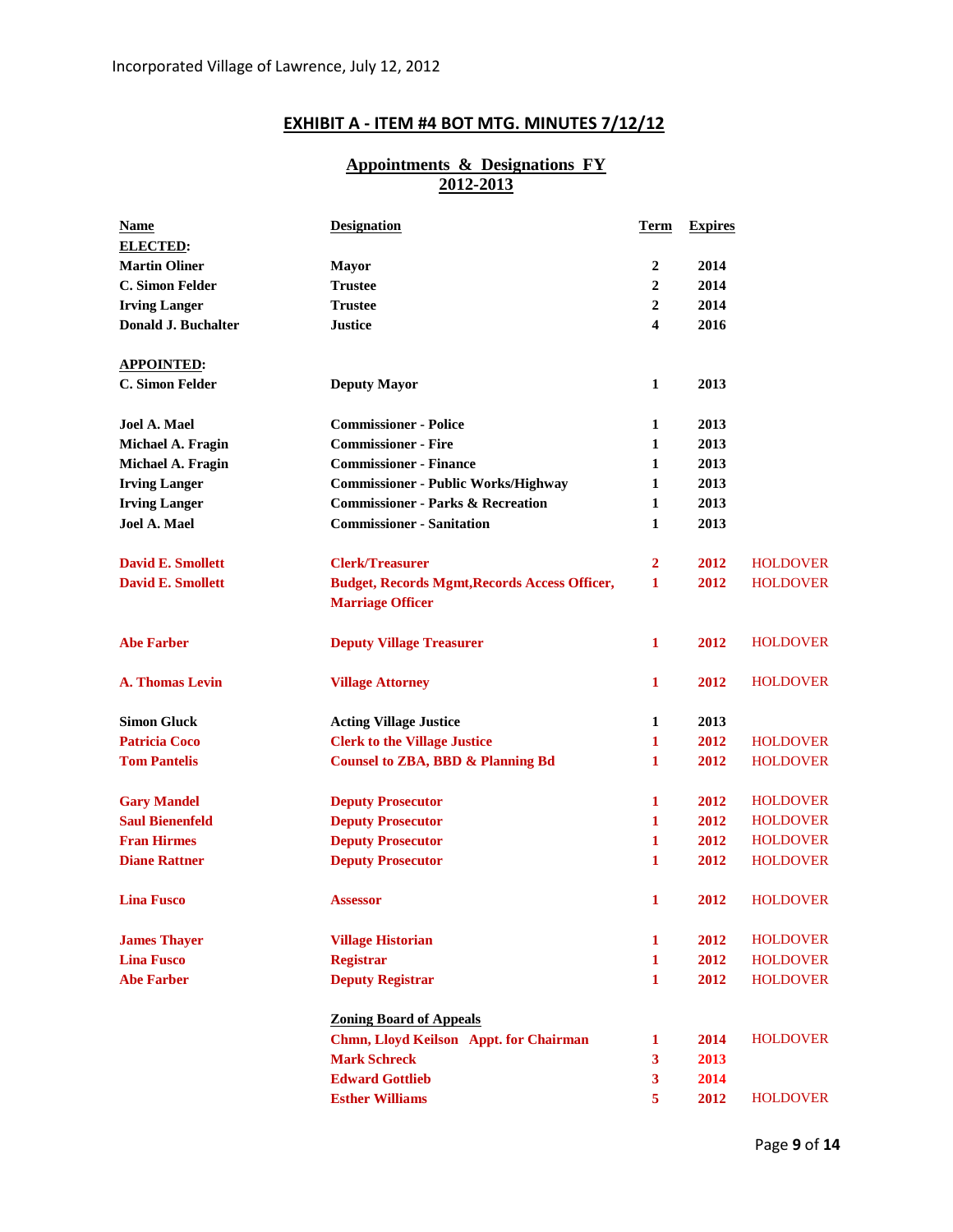## EXHIBIT A - ITEM #4 BOT MTG. MINUTES 7/12/12

### Appointments & Designations FY 2012-2013

| Name | Designation | Term | Expires | |
|---|---|---|---|---|
| **ELECTED:** | | | | |
| Martin Oliner | Mayor | 2 | 2014 | |
| C. Simon Felder | Trustee | 2 | 2014 | |
| Irving Langer | Trustee | 2 | 2014 | |
| Donald J. Buchalter | Justice | 4 | 2016 | |
| **APPOINTED:** | | | | |
| C. Simon Felder | Deputy Mayor | 1 | 2013 | |
| Joel A. Mael | Commissioner - Police | 1 | 2013 | |
| Michael A. Fragin | Commissioner - Fire | 1 | 2013 | |
| Michael A. Fragin | Commissioner - Finance | 1 | 2013 | |
| Irving Langer | Commissioner - Public Works/Highway | 1 | 2013 | |
| Irving Langer | Commissioner - Parks & Recreation | 1 | 2013 | |
| Joel A. Mael | Commissioner - Sanitation | 1 | 2013 | |
| David E. Smollett | Clerk/Treasurer | 2 | 2012 | HOLDOVER |
| David E. Smollett | Budget, Records Mgmt,Records Access Officer, Marriage Officer | 1 | 2012 | HOLDOVER |
| Abe Farber | Deputy Village Treasurer | 1 | 2012 | HOLDOVER |
| A. Thomas Levin | Village Attorney | 1 | 2012 | HOLDOVER |
| Simon Gluck | Acting Village Justice | 1 | 2013 | |
| Patricia Coco | Clerk to the Village Justice | 1 | 2012 | HOLDOVER |
| Tom Pantelis | Counsel to ZBA, BBD & Planning Bd | 1 | 2012 | HOLDOVER |
| Gary Mandel | Deputy Prosecutor | 1 | 2012 | HOLDOVER |
| Saul Bienenfeld | Deputy Prosecutor | 1 | 2012 | HOLDOVER |
| Fran Hirmes | Deputy Prosecutor | 1 | 2012 | HOLDOVER |
| Diane Rattner | Deputy Prosecutor | 1 | 2012 | HOLDOVER |
| Lina Fusco | Assessor | 1 | 2012 | HOLDOVER |
| James Thayer | Village Historian | 1 | 2012 | HOLDOVER |
| Lina Fusco | Registrar | 1 | 2012 | HOLDOVER |
| Abe Farber | Deputy Registrar | 1 | 2012 | HOLDOVER |
| | **Zoning Board of Appeals** | | | |
| | Chmn, Lloyd Keilson Appt. for Chairman | 1 | 2014 | HOLDOVER |
| | Mark Schreck | 3 | 2013 | |
| | Edward Gottlieb | 3 | 2014 | |
| | Esther Williams | 5 | 2012 | HOLDOVER |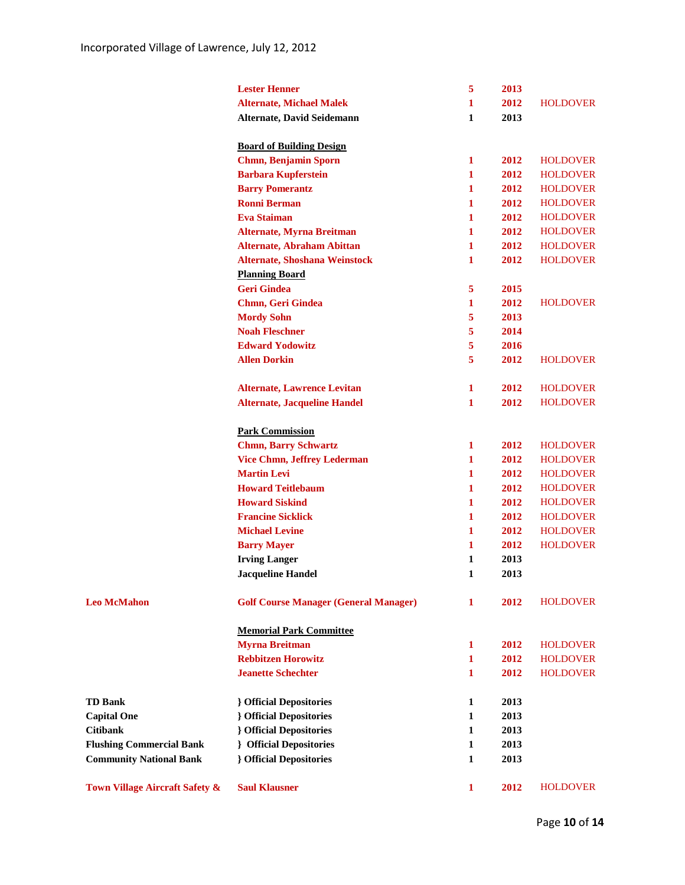Incorporated Village of Lawrence, July 12, 2012

| | | | | |
|---|---|---|---|---|
| | **Lester Henner** | **5** | **2013** | |
| | **Alternate, Michael Malek** | **1** | **2012** | HOLDOVER |
| | **Alternate, David Seidemann** | **1** | **2013** | |
| | | | | |
| | **Board of Building Design** | | | |
| | **Chmn, Benjamin Sporn** | **1** | **2012** | HOLDOVER |
| | **Barbara Kupferstein** | **1** | **2012** | HOLDOVER |
| | **Barry Pomerantz** | **1** | **2012** | HOLDOVER |
| | **Ronni Berman** | **1** | **2012** | HOLDOVER |
| | **Eva Staiman** | **1** | **2012** | HOLDOVER |
| | **Alternate, Myrna Breitman** | **1** | **2012** | HOLDOVER |
| | **Alternate, Abraham Abittan** | **1** | **2012** | HOLDOVER |
| | **Alternate, Shoshana Weinstock** | **1** | **2012** | HOLDOVER |
| | **Planning Board** | | | |
| | **Geri Gindea** | **5** | **2015** | |
| | **Chmn, Geri Gindea** | **1** | **2012** | HOLDOVER |
| | **Mordy Sohn** | **5** | **2013** | |
| | **Noah Fleschner** | **5** | **2014** | |
| | **Edward Yodowitz** | **5** | **2016** | |
| | **Allen Dorkin** | **5** | **2012** | HOLDOVER |
| | | | | |
| | **Alternate, Lawrence Levitan** | **1** | **2012** | HOLDOVER |
| | **Alternate, Jacqueline Handel** | **1** | **2012** | HOLDOVER |
| | | | | |
| | **Park Commission** | | | |
| | **Chmn, Barry Schwartz** | **1** | **2012** | HOLDOVER |
| | **Vice Chmn, Jeffrey Lederman** | **1** | **2012** | HOLDOVER |
| | **Martin Levi** | **1** | **2012** | HOLDOVER |
| | **Howard Teitlebaum** | **1** | **2012** | HOLDOVER |
| | **Howard Siskind** | **1** | **2012** | HOLDOVER |
| | **Francine Sicklick** | **1** | **2012** | HOLDOVER |
| | **Michael Levine** | **1** | **2012** | HOLDOVER |
| | **Barry Mayer** | **1** | **2012** | HOLDOVER |
| | **Irving Langer** | **1** | **2013** | |
| | **Jacqueline Handel** | **1** | **2013** | |
| | | | | |
| **Leo McMahon** | **Golf Course Manager (General Manager)** | **1** | **2012** | HOLDOVER |
| | | | | |
| | **Memorial Park Committee** | | | |
| | **Myrna Breitman** | **1** | **2012** | HOLDOVER |
| | **Rebbitzen Horowitz** | **1** | **2012** | HOLDOVER |
| | **Jeanette Schechter** | **1** | **2012** | HOLDOVER |
| | | | | |
| **TD Bank** | **} Official Depositories** | **1** | **2013** | |
| **Capital One** | **} Official Depositories** | **1** | **2013** | |
| **Citibank** | **} Official Depositories** | **1** | **2013** | |
| **Flushing Commercial Bank** | **} Official Depositories** | **1** | **2013** | |
| **Community National Bank** | **} Official Depositories** | **1** | **2013** | |
| | | | | |
| **Town Village Aircraft Safety &** | **Saul Klausner** | **1** | **2012** | HOLDOVER |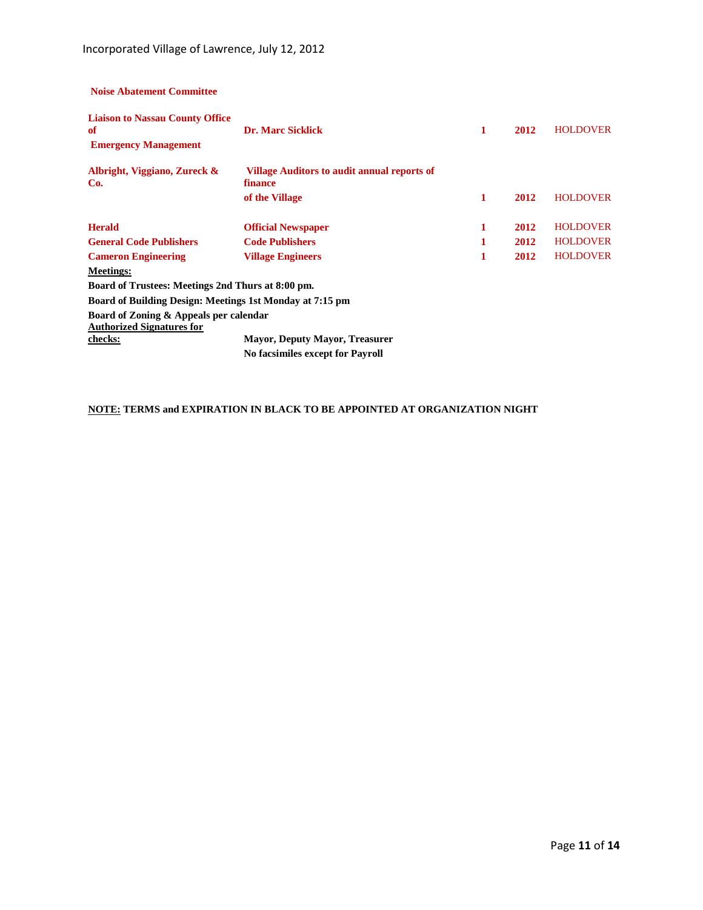**Noise Abatement Committee**

| | | | | |
|---|---|---|---|---|
| **Liaison to Nassau County Office of Emergency Management** | **Dr. Marc Sicklick** | **1** | **2012** | HOLDOVER |
| **Albright, Viggiano, Zureck & Co.** | **Village Auditors to audit annual reports of finance of the Village** | **1** | **2012** | HOLDOVER |
| **Herald** | **Official Newspaper** | **1** | **2012** | HOLDOVER |
| **General Code Publishers** | **Code Publishers** | **1** | **2012** | HOLDOVER |
| **Cameron Engineering** | **Village Engineers** | **1** | **2012** | HOLDOVER |

**<u>Meetings:</u>**

**Board of Trustees: Meetings 2nd Thurs at 8:00 pm.**

**Board of Building Design: Meetings 1st Monday at 7:15 pm**

**Board of Zoning & Appeals per calendar**

| | |
|---|---|
| **<u>Authorized Signatures for checks:</u>** | **Mayor, Deputy Mayor, Treasurer** |
| | **No facsimiles except for Payroll** |

**<u>NOTE:</u> TERMS and EXPIRATION IN BLACK TO BE APPOINTED AT ORGANIZATION NIGHT**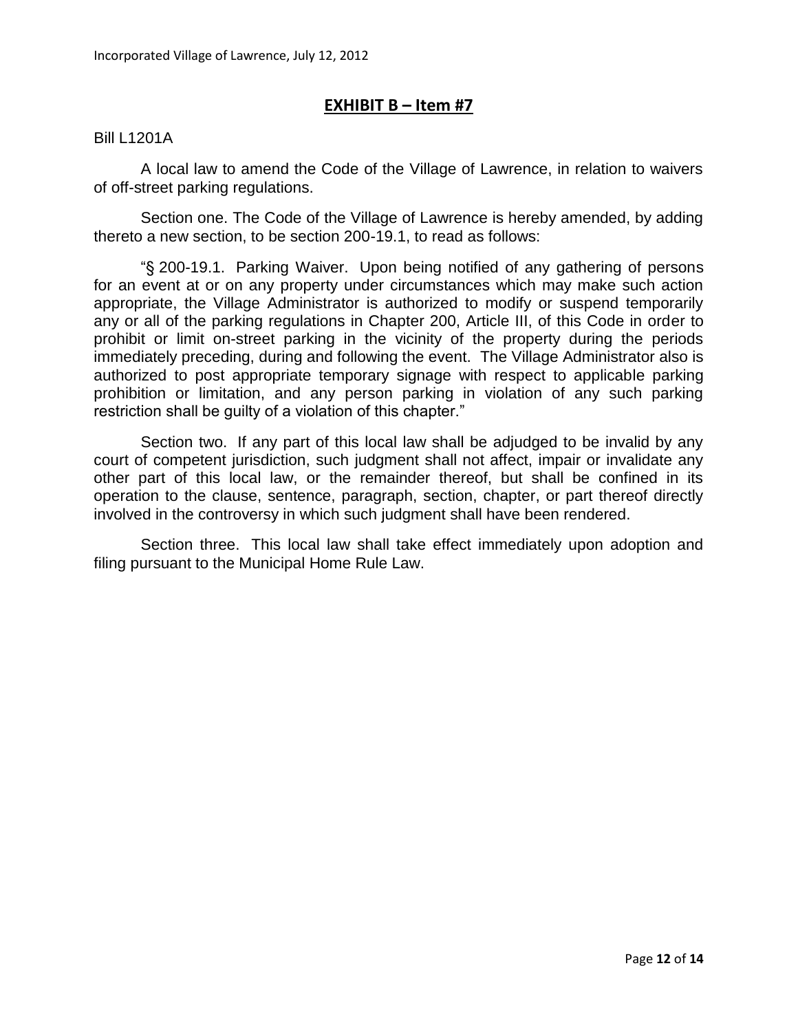## EXHIBIT B – Item #7

Bill L1201A

A local law to amend the Code of the Village of Lawrence, in relation to waivers of off-street parking regulations.

Section one. The Code of the Village of Lawrence is hereby amended, by adding thereto a new section, to be section 200-19.1, to read as follows:

"§ 200-19.1. Parking Waiver. Upon being notified of any gathering of persons for an event at or on any property under circumstances which may make such action appropriate, the Village Administrator is authorized to modify or suspend temporarily any or all of the parking regulations in Chapter 200, Article III, of this Code in order to prohibit or limit on-street parking in the vicinity of the property during the periods immediately preceding, during and following the event. The Village Administrator also is authorized to post appropriate temporary signage with respect to applicable parking prohibition or limitation, and any person parking in violation of any such parking restriction shall be guilty of a violation of this chapter."

Section two. If any part of this local law shall be adjudged to be invalid by any court of competent jurisdiction, such judgment shall not affect, impair or invalidate any other part of this local law, or the remainder thereof, but shall be confined in its operation to the clause, sentence, paragraph, section, chapter, or part thereof directly involved in the controversy in which such judgment shall have been rendered.

Section three. This local law shall take effect immediately upon adoption and filing pursuant to the Municipal Home Rule Law.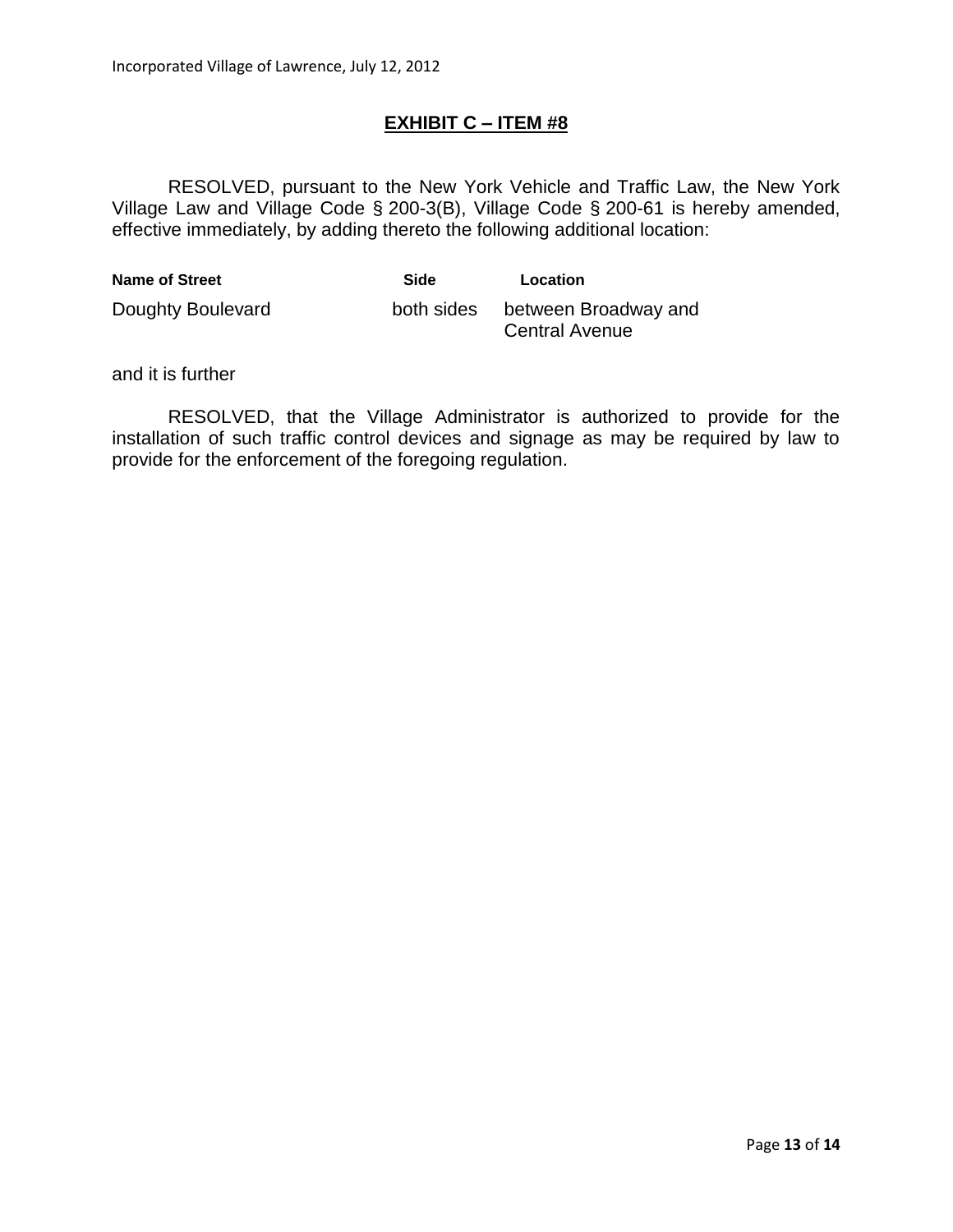## EXHIBIT C – ITEM #8

RESOLVED, pursuant to the New York Vehicle and Traffic Law, the New York Village Law and Village Code § 200-3(B), Village Code § 200-61 is hereby amended, effective immediately, by adding thereto the following additional location:

| Name of Street | Side | Location |
|---|---|---|
| Doughty Boulevard | both sides | between Broadway and Central Avenue |

and it is further

RESOLVED, that the Village Administrator is authorized to provide for the installation of such traffic control devices and signage as may be required by law to provide for the enforcement of the foregoing regulation.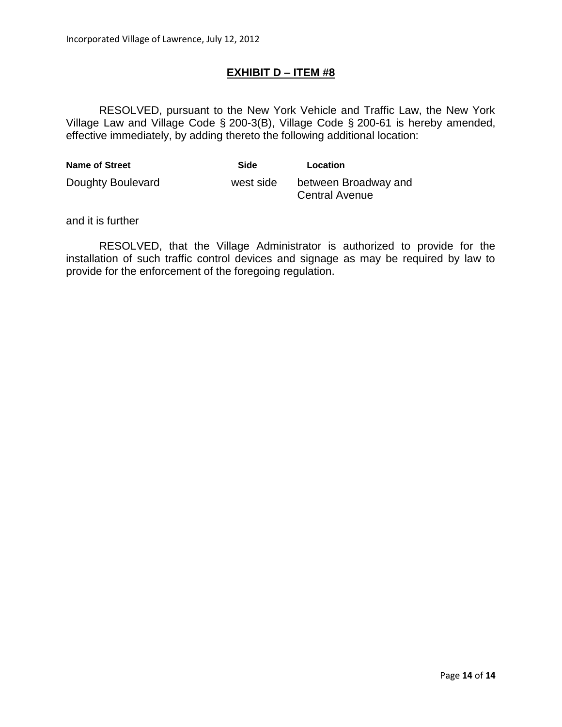## EXHIBIT D – ITEM #8

RESOLVED, pursuant to the New York Vehicle and Traffic Law, the New York Village Law and Village Code § 200-3(B), Village Code § 200-61 is hereby amended, effective immediately, by adding thereto the following additional location:

| Name of Street | Side | Location |
|---|---|---|
| Doughty Boulevard | west side | between Broadway and Central Avenue |

and it is further

RESOLVED, that the Village Administrator is authorized to provide for the installation of such traffic control devices and signage as may be required by law to provide for the enforcement of the foregoing regulation.